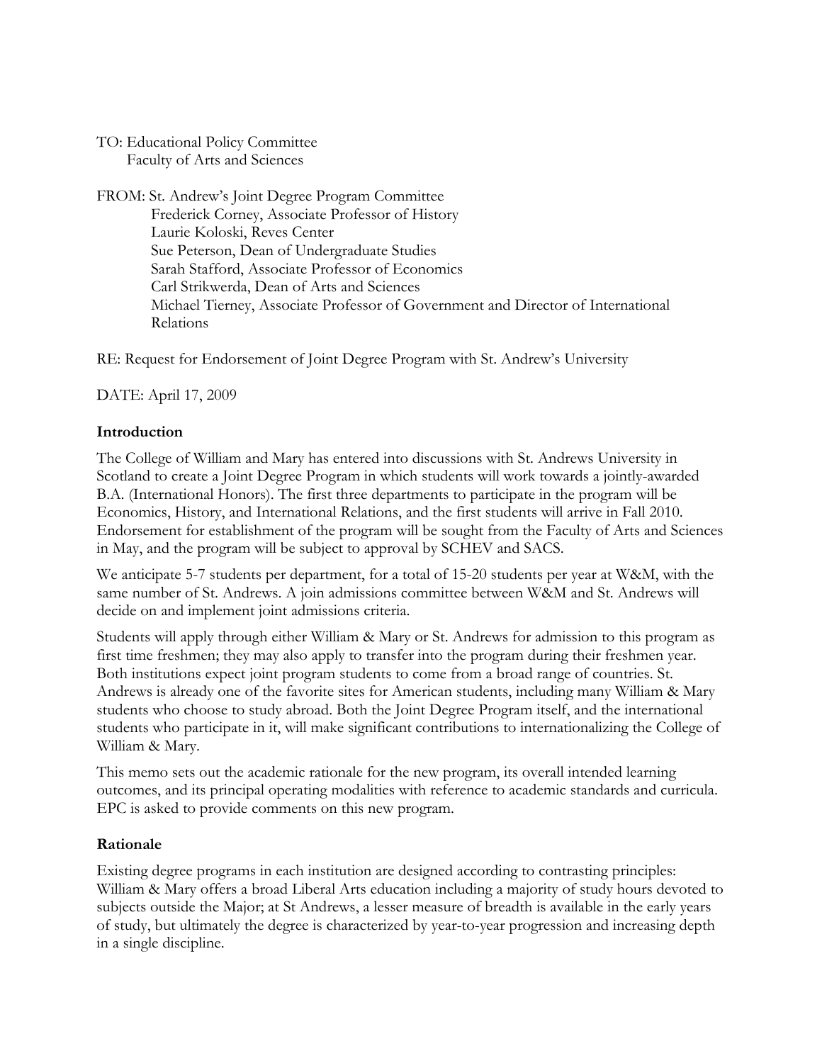TO: Educational Policy Committee
Faculty of Arts and Sciences

FROM: St. Andrew's Joint Degree Program Committee
Frederick Corney, Associate Professor of History
Laurie Koloski, Reves Center
Sue Peterson, Dean of Undergraduate Studies
Sarah Stafford, Associate Professor of Economics
Carl Strikwerda, Dean of Arts and Sciences
Michael Tierney, Associate Professor of Government and Director of International Relations

RE: Request for Endorsement of Joint Degree Program with St. Andrew's University

DATE: April 17, 2009

**Introduction**

The College of William and Mary has entered into discussions with St. Andrews University in Scotland to create a Joint Degree Program in which students will work towards a jointly-awarded B.A. (International Honors). The first three departments to participate in the program will be Economics, History, and International Relations, and the first students will arrive in Fall 2010. Endorsement for establishment of the program will be sought from the Faculty of Arts and Sciences in May, and the program will be subject to approval by SCHEV and SACS.

We anticipate 5-7 students per department, for a total of 15-20 students per year at W&M, with the same number of St. Andrews. A join admissions committee between W&M and St. Andrews will decide on and implement joint admissions criteria.

Students will apply through either William & Mary or St. Andrews for admission to this program as first time freshmen; they may also apply to transfer into the program during their freshmen year. Both institutions expect joint program students to come from a broad range of countries. St. Andrews is already one of the favorite sites for American students, including many William & Mary students who choose to study abroad. Both the Joint Degree Program itself, and the international students who participate in it, will make significant contributions to internationalizing the College of William & Mary.

This memo sets out the academic rationale for the new program, its overall intended learning outcomes, and its principal operating modalities with reference to academic standards and curricula. EPC is asked to provide comments on this new program.

**Rationale**

Existing degree programs in each institution are designed according to contrasting principles: William & Mary offers a broad Liberal Arts education including a majority of study hours devoted to subjects outside the Major; at St Andrews, a lesser measure of breadth is available in the early years of study, but ultimately the degree is characterized by year-to-year progression and increasing depth in a single discipline.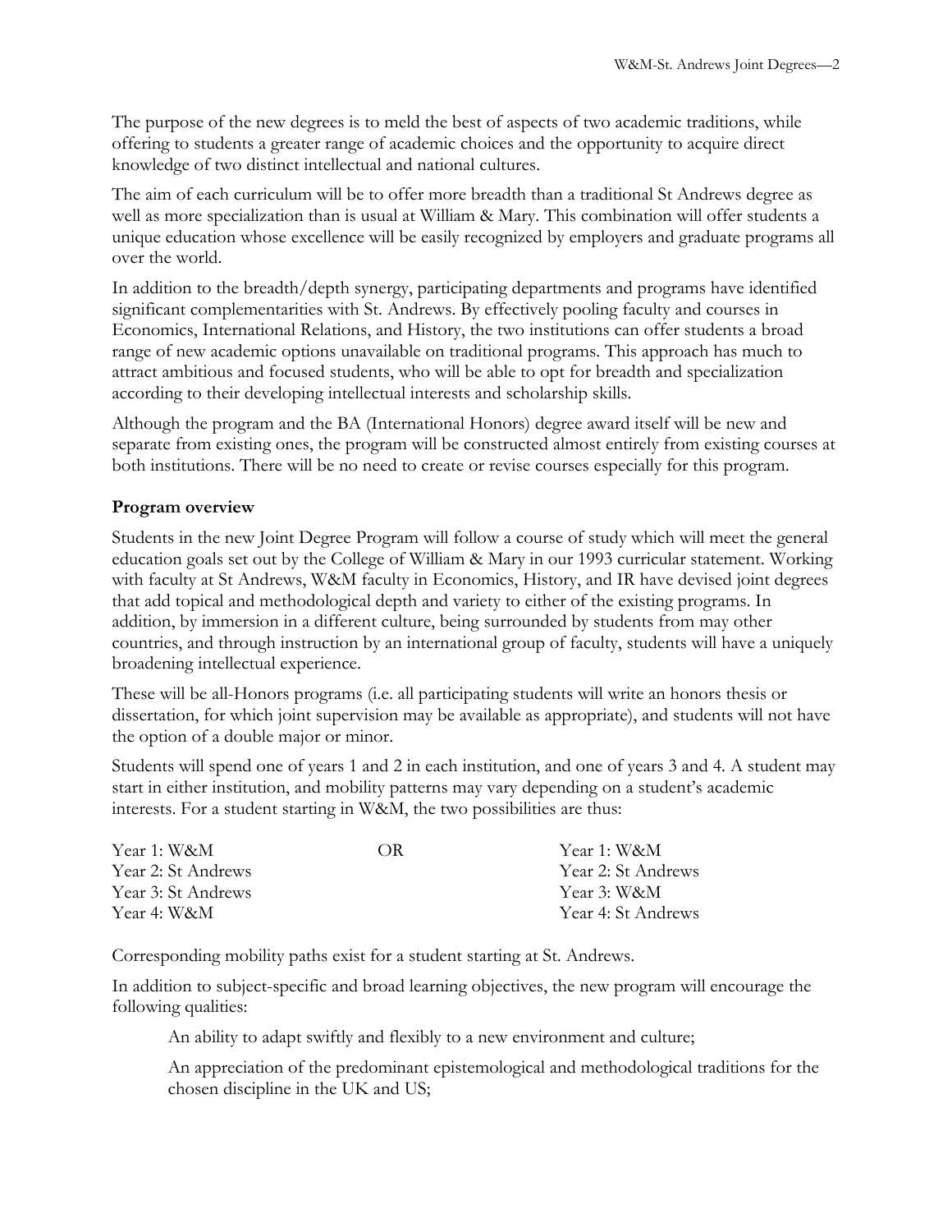The purpose of the new degrees is to meld the best of aspects of two academic traditions, while offering to students a greater range of academic choices and the opportunity to acquire direct knowledge of two distinct intellectual and national cultures.

The aim of each curriculum will be to offer more breadth than a traditional St Andrews degree as well as more specialization than is usual at William & Mary. This combination will offer students a unique education whose excellence will be easily recognized by employers and graduate programs all over the world.

In addition to the breadth/depth synergy, participating departments and programs have identified significant complementarities with St. Andrews. By effectively pooling faculty and courses in Economics, International Relations, and History, the two institutions can offer students a broad range of new academic options unavailable on traditional programs. This approach has much to attract ambitious and focused students, who will be able to opt for breadth and specialization according to their developing intellectual interests and scholarship skills.

Although the program and the BA (International Honors) degree award itself will be new and separate from existing ones, the program will be constructed almost entirely from existing courses at both institutions. There will be no need to create or revise courses especially for this program.

**Program overview**

Students in the new Joint Degree Program will follow a course of study which will meet the general education goals set out by the College of William & Mary in our 1993 curricular statement. Working with faculty at St Andrews, W&M faculty in Economics, History, and IR have devised joint degrees that add topical and methodological depth and variety to either of the existing programs. In addition, by immersion in a different culture, being surrounded by students from may other countries, and through instruction by an international group of faculty, students will have a uniquely broadening intellectual experience.

These will be all-Honors programs (i.e. all participating students will write an honors thesis or dissertation, for which joint supervision may be available as appropriate), and students will not have the option of a double major or minor.

Students will spend one of years 1 and 2 in each institution, and one of years 3 and 4. A student may start in either institution, and mobility patterns may vary depending on a student's academic interests. For a student starting in W&M, the two possibilities are thus:

| | | |
|---|---|---|
| Year 1: W&M | OR | Year 1: W&M |
| Year 2: St Andrews | | Year 2: St Andrews |
| Year 3: St Andrews | | Year 3: W&M |
| Year 4: W&M | | Year 4: St Andrews |

Corresponding mobility paths exist for a student starting at St. Andrews.

In addition to subject-specific and broad learning objectives, the new program will encourage the following qualities:

An ability to adapt swiftly and flexibly to a new environment and culture;

An appreciation of the predominant epistemological and methodological traditions for the chosen discipline in the UK and US;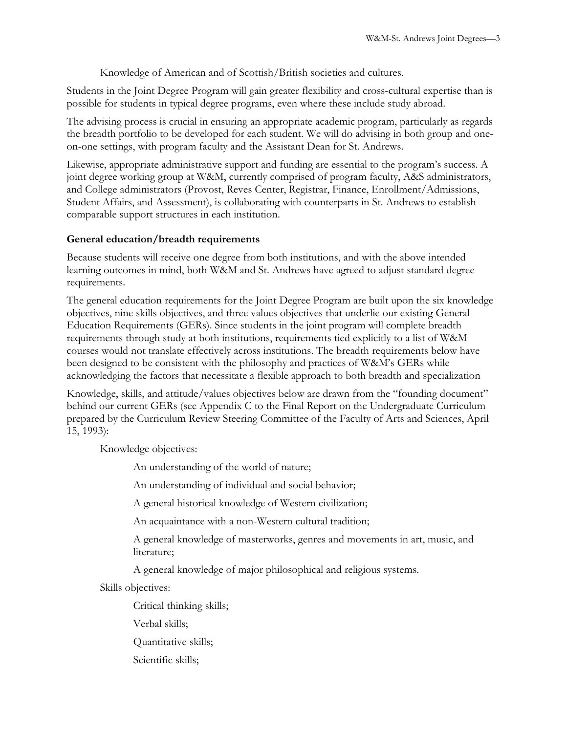Knowledge of American and of Scottish/British societies and cultures.

Students in the Joint Degree Program will gain greater flexibility and cross-cultural expertise than is possible for students in typical degree programs, even where these include study abroad.

The advising process is crucial in ensuring an appropriate academic program, particularly as regards the breadth portfolio to be developed for each student. We will do advising in both group and one-on-one settings, with program faculty and the Assistant Dean for St. Andrews.

Likewise, appropriate administrative support and funding are essential to the program's success. A joint degree working group at W&M, currently comprised of program faculty, A&S administrators, and College administrators (Provost, Reves Center, Registrar, Finance, Enrollment/Admissions, Student Affairs, and Assessment), is collaborating with counterparts in St. Andrews to establish comparable support structures in each institution.

**General education/breadth requirements**

Because students will receive one degree from both institutions, and with the above intended learning outcomes in mind, both W&M and St. Andrews have agreed to adjust standard degree requirements.

The general education requirements for the Joint Degree Program are built upon the six knowledge objectives, nine skills objectives, and three values objectives that underlie our existing General Education Requirements (GERs). Since students in the joint program will complete breadth requirements through study at both institutions, requirements tied explicitly to a list of W&M courses would not translate effectively across institutions. The breadth requirements below have been designed to be consistent with the philosophy and practices of W&M's GERs while acknowledging the factors that necessitate a flexible approach to both breadth and specialization

Knowledge, skills, and attitude/values objectives below are drawn from the "founding document" behind our current GERs (see Appendix C to the Final Report on the Undergraduate Curriculum prepared by the Curriculum Review Steering Committee of the Faculty of Arts and Sciences, April 15, 1993):

Knowledge objectives:

- An understanding of the world of nature;
- An understanding of individual and social behavior;
- A general historical knowledge of Western civilization;
- An acquaintance with a non-Western cultural tradition;
- A general knowledge of masterworks, genres and movements in art, music, and literature;
- A general knowledge of major philosophical and religious systems.

Skills objectives:

- Critical thinking skills;
- Verbal skills;
- Quantitative skills;
- Scientific skills;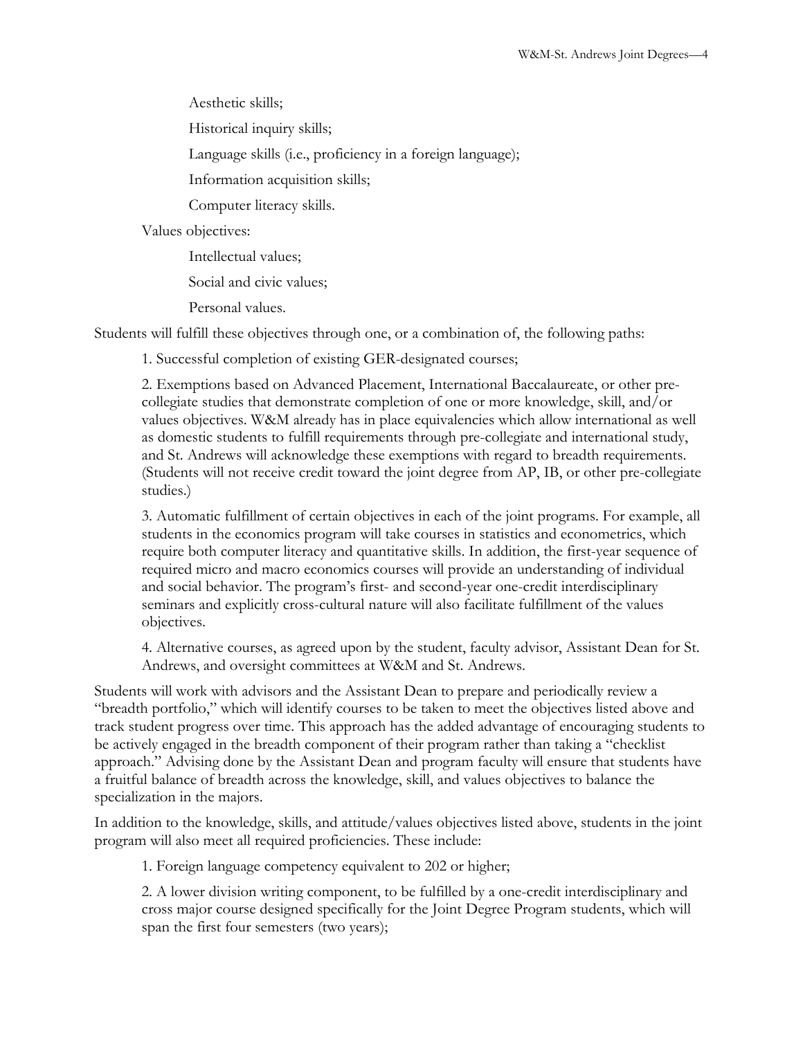Aesthetic skills;

Historical inquiry skills;

Language skills (i.e., proficiency in a foreign language);

Information acquisition skills;

Computer literacy skills.

Values objectives:

Intellectual values;

Social and civic values;

Personal values.

Students will fulfill these objectives through one, or a combination of, the following paths:

1. Successful completion of existing GER-designated courses;

2. Exemptions based on Advanced Placement, International Baccalaureate, or other pre-collegiate studies that demonstrate completion of one or more knowledge, skill, and/or values objectives. W&M already has in place equivalencies which allow international as well as domestic students to fulfill requirements through pre-collegiate and international study, and St. Andrews will acknowledge these exemptions with regard to breadth requirements. (Students will not receive credit toward the joint degree from AP, IB, or other pre-collegiate studies.)

3. Automatic fulfillment of certain objectives in each of the joint programs. For example, all students in the economics program will take courses in statistics and econometrics, which require both computer literacy and quantitative skills. In addition, the first-year sequence of required micro and macro economics courses will provide an understanding of individual and social behavior. The program's first- and second-year one-credit interdisciplinary seminars and explicitly cross-cultural nature will also facilitate fulfillment of the values objectives.

4. Alternative courses, as agreed upon by the student, faculty advisor, Assistant Dean for St. Andrews, and oversight committees at W&M and St. Andrews.

Students will work with advisors and the Assistant Dean to prepare and periodically review a "breadth portfolio," which will identify courses to be taken to meet the objectives listed above and track student progress over time. This approach has the added advantage of encouraging students to be actively engaged in the breadth component of their program rather than taking a "checklist approach." Advising done by the Assistant Dean and program faculty will ensure that students have a fruitful balance of breadth across the knowledge, skill, and values objectives to balance the specialization in the majors.

In addition to the knowledge, skills, and attitude/values objectives listed above, students in the joint program will also meet all required proficiencies. These include:

1. Foreign language competency equivalent to 202 or higher;

2. A lower division writing component, to be fulfilled by a one-credit interdisciplinary and cross major course designed specifically for the Joint Degree Program students, which will span the first four semesters (two years);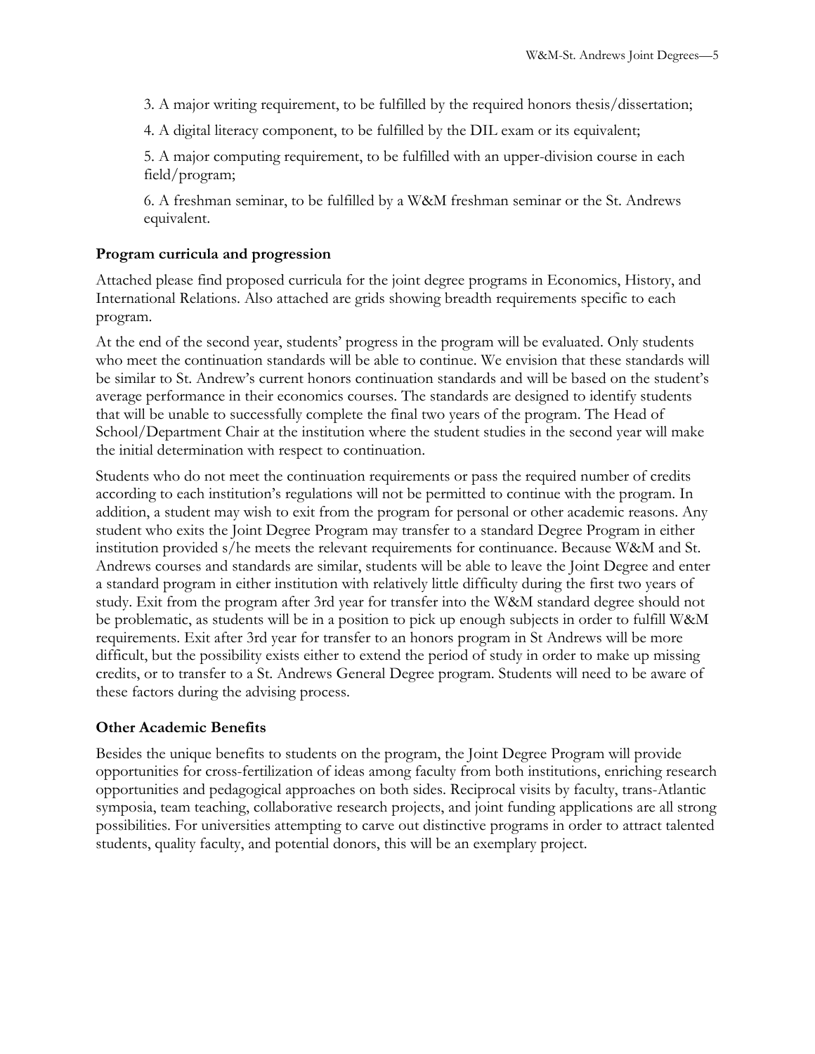3. A major writing requirement, to be fulfilled by the required honors thesis/dissertation;

4. A digital literacy component, to be fulfilled by the DIL exam or its equivalent;

5. A major computing requirement, to be fulfilled with an upper-division course in each field/program;

6. A freshman seminar, to be fulfilled by a W&M freshman seminar or the St. Andrews equivalent.

**Program curricula and progression**

Attached please find proposed curricula for the joint degree programs in Economics, History, and International Relations. Also attached are grids showing breadth requirements specific to each program.

At the end of the second year, students' progress in the program will be evaluated. Only students who meet the continuation standards will be able to continue. We envision that these standards will be similar to St. Andrew's current honors continuation standards and will be based on the student's average performance in their economics courses. The standards are designed to identify students that will be unable to successfully complete the final two years of the program. The Head of School/Department Chair at the institution where the student studies in the second year will make the initial determination with respect to continuation.

Students who do not meet the continuation requirements or pass the required number of credits according to each institution's regulations will not be permitted to continue with the program. In addition, a student may wish to exit from the program for personal or other academic reasons. Any student who exits the Joint Degree Program may transfer to a standard Degree Program in either institution provided s/he meets the relevant requirements for continuance. Because W&M and St. Andrews courses and standards are similar, students will be able to leave the Joint Degree and enter a standard program in either institution with relatively little difficulty during the first two years of study. Exit from the program after 3rd year for transfer into the W&M standard degree should not be problematic, as students will be in a position to pick up enough subjects in order to fulfill W&M requirements. Exit after 3rd year for transfer to an honors program in St Andrews will be more difficult, but the possibility exists either to extend the period of study in order to make up missing credits, or to transfer to a St. Andrews General Degree program. Students will need to be aware of these factors during the advising process.

**Other Academic Benefits**

Besides the unique benefits to students on the program, the Joint Degree Program will provide opportunities for cross-fertilization of ideas among faculty from both institutions, enriching research opportunities and pedagogical approaches on both sides. Reciprocal visits by faculty, trans-Atlantic symposia, team teaching, collaborative research projects, and joint funding applications are all strong possibilities. For universities attempting to carve out distinctive programs in order to attract talented students, quality faculty, and potential donors, this will be an exemplary project.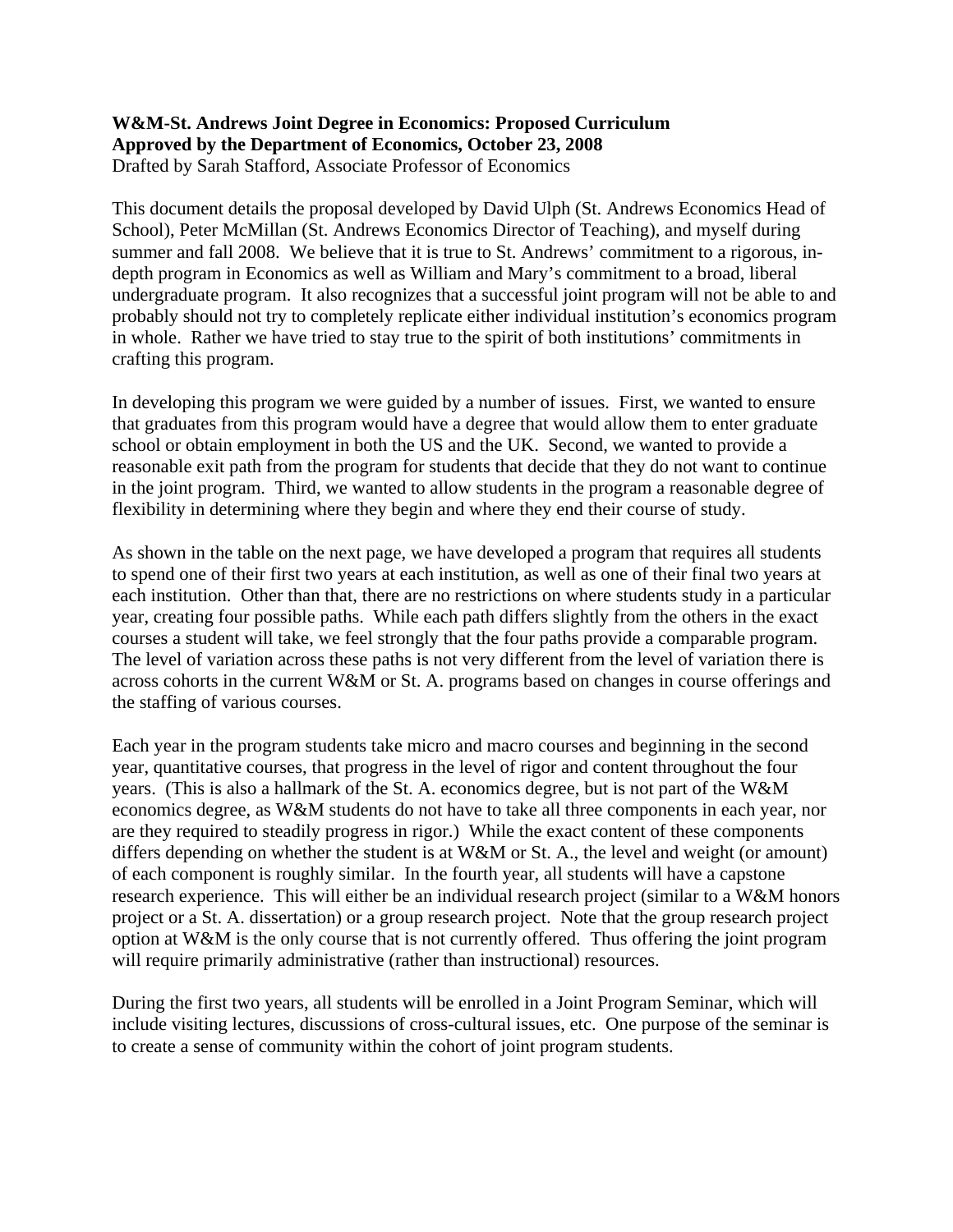**W&M-St. Andrews Joint Degree in Economics: Proposed Curriculum**
**Approved by the Department of Economics, October 23, 2008**
Drafted by Sarah Stafford, Associate Professor of Economics

This document details the proposal developed by David Ulph (St. Andrews Economics Head of School), Peter McMillan (St. Andrews Economics Director of Teaching), and myself during summer and fall 2008. We believe that it is true to St. Andrews' commitment to a rigorous, in-depth program in Economics as well as William and Mary's commitment to a broad, liberal undergraduate program. It also recognizes that a successful joint program will not be able to and probably should not try to completely replicate either individual institution's economics program in whole. Rather we have tried to stay true to the spirit of both institutions' commitments in crafting this program.

In developing this program we were guided by a number of issues. First, we wanted to ensure that graduates from this program would have a degree that would allow them to enter graduate school or obtain employment in both the US and the UK. Second, we wanted to provide a reasonable exit path from the program for students that decide that they do not want to continue in the joint program. Third, we wanted to allow students in the program a reasonable degree of flexibility in determining where they begin and where they end their course of study.

As shown in the table on the next page, we have developed a program that requires all students to spend one of their first two years at each institution, as well as one of their final two years at each institution. Other than that, there are no restrictions on where students study in a particular year, creating four possible paths. While each path differs slightly from the others in the exact courses a student will take, we feel strongly that the four paths provide a comparable program. The level of variation across these paths is not very different from the level of variation there is across cohorts in the current W&M or St. A. programs based on changes in course offerings and the staffing of various courses.

Each year in the program students take micro and macro courses and beginning in the second year, quantitative courses, that progress in the level of rigor and content throughout the four years. (This is also a hallmark of the St. A. economics degree, but is not part of the W&M economics degree, as W&M students do not have to take all three components in each year, nor are they required to steadily progress in rigor.) While the exact content of these components differs depending on whether the student is at W&M or St. A., the level and weight (or amount) of each component is roughly similar. In the fourth year, all students will have a capstone research experience. This will either be an individual research project (similar to a W&M honors project or a St. A. dissertation) or a group research project. Note that the group research project option at W&M is the only course that is not currently offered. Thus offering the joint program will require primarily administrative (rather than instructional) resources.

During the first two years, all students will be enrolled in a Joint Program Seminar, which will include visiting lectures, discussions of cross-cultural issues, etc. One purpose of the seminar is to create a sense of community within the cohort of joint program students.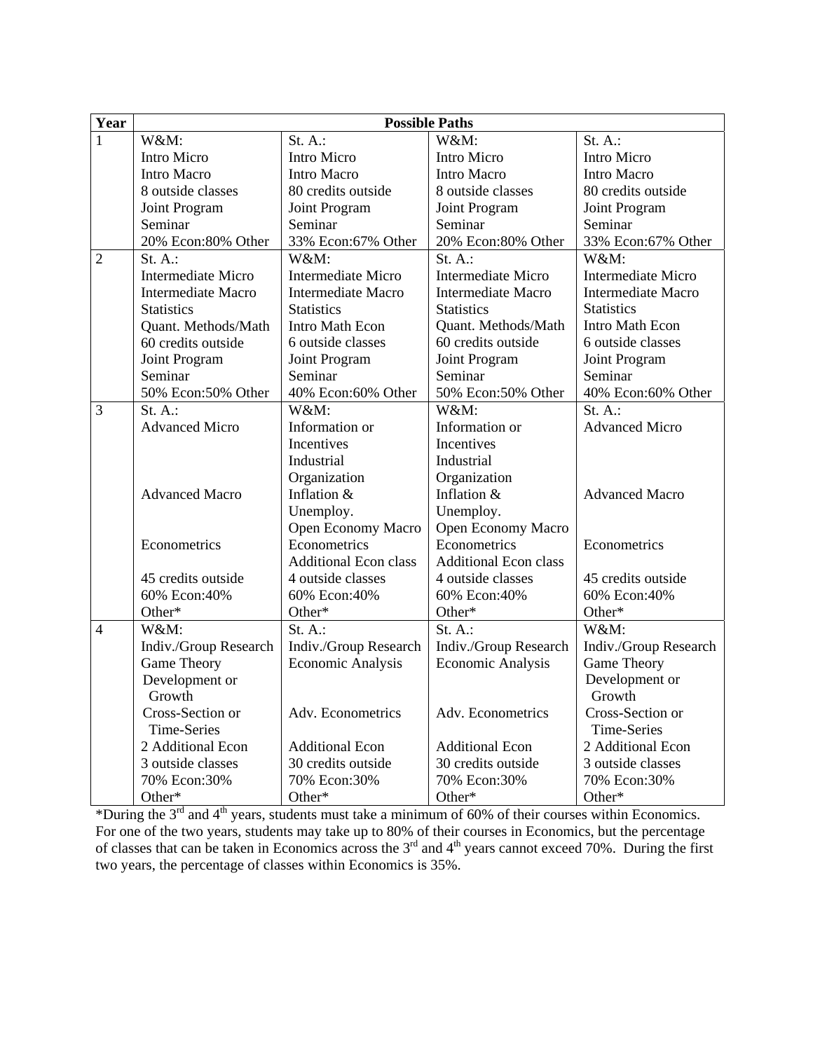| Year | Possible Paths | | | |
|---|---|---|---|---|
| 1 | W&M:<br>Intro Micro<br>Intro Macro<br>8 outside classes<br>Joint Program Seminar<br>20% Econ:80% Other | St. A.:<br>Intro Micro<br>Intro Macro<br>80 credits outside<br>Joint Program Seminar<br>33% Econ:67% Other | W&M:<br>Intro Micro<br>Intro Macro<br>8 outside classes<br>Joint Program Seminar<br>20% Econ:80% Other | St. A.:<br>Intro Micro<br>Intro Macro<br>80 credits outside<br>Joint Program Seminar<br>33% Econ:67% Other |
| 2 | St. A.:<br>Intermediate Micro<br>Intermediate Macro<br>Statistics<br>Quant. Methods/Math<br>60 credits outside<br>Joint Program Seminar<br>50% Econ:50% Other | W&M:<br>Intermediate Micro<br>Intermediate Macro<br>Statistics<br>Intro Math Econ<br>6 outside classes<br>Joint Program Seminar<br>40% Econ:60% Other | St. A.:<br>Intermediate Micro<br>Intermediate Macro<br>Statistics<br>Quant. Methods/Math<br>60 credits outside<br>Joint Program Seminar<br>50% Econ:50% Other | W&M:<br>Intermediate Micro<br>Intermediate Macro<br>Statistics<br>Intro Math Econ<br>6 outside classes<br>Joint Program Seminar<br>40% Econ:60% Other |
| 3 | St. A.:<br>Advanced Micro<br>Advanced Macro<br>Econometrics<br>45 credits outside<br>60% Econ:40% Other* | W&M:<br>Information or Incentives<br>Industrial Organization<br>Inflation & Unemploy.<br>Open Economy Macro<br>Econometrics<br>Additional Econ class<br>4 outside classes<br>60% Econ:40% Other* | W&M:<br>Information or Incentives<br>Industrial Organization<br>Inflation & Unemploy.<br>Open Economy Macro<br>Econometrics<br>Additional Econ class<br>4 outside classes<br>60% Econ:40% Other* | St. A.:<br>Advanced Micro<br>Advanced Macro<br>Econometrics<br>45 credits outside<br>60% Econ:40% Other* |
| 4 | W&M:<br>Indiv./Group Research<br>Game Theory<br>Development or Growth<br>Cross-Section or Time-Series<br>2 Additional Econ<br>3 outside classes<br>70% Econ:30% Other* | St. A.:<br>Indiv./Group Research<br>Economic Analysis<br>Adv. Econometrics<br>Additional Econ<br>30 credits outside<br>70% Econ:30% Other* | St. A.:<br>Indiv./Group Research<br>Economic Analysis<br>Adv. Econometrics<br>Additional Econ<br>30 credits outside<br>70% Econ:30% Other* | W&M:<br>Indiv./Group Research<br>Game Theory<br>Development or Growth<br>Cross-Section or Time-Series<br>2 Additional Econ<br>3 outside classes<br>70% Econ:30% Other* |

*During the 3rd and 4th years, students must take a minimum of 60% of their courses within Economics. For one of the two years, students may take up to 80% of their courses in Economics, but the percentage of classes that can be taken in Economics across the 3rd and 4th years cannot exceed 70%. During the first two years, the percentage of classes within Economics is 35%.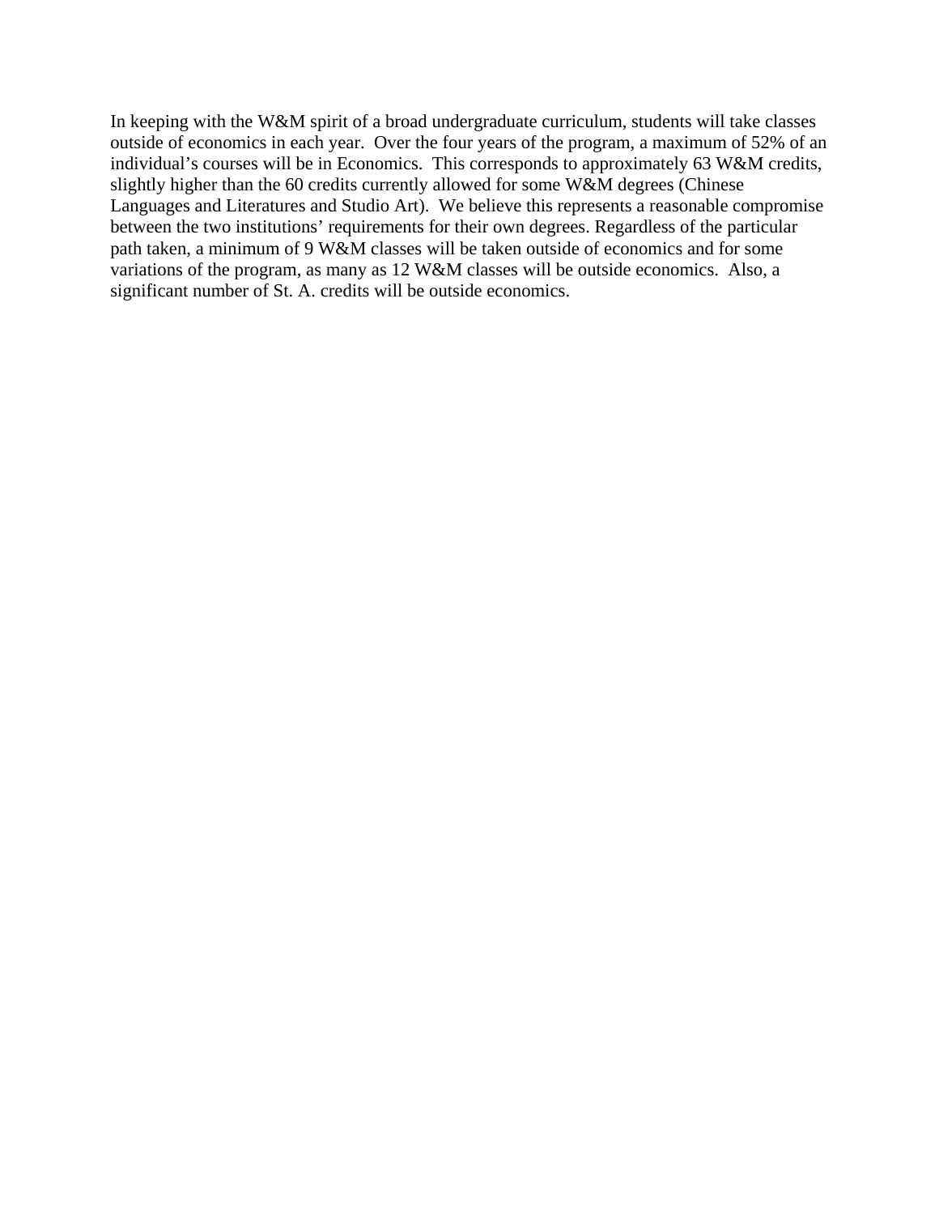In keeping with the W&M spirit of a broad undergraduate curriculum, students will take classes outside of economics in each year. Over the four years of the program, a maximum of 52% of an individual's courses will be in Economics. This corresponds to approximately 63 W&M credits, slightly higher than the 60 credits currently allowed for some W&M degrees (Chinese Languages and Literatures and Studio Art). We believe this represents a reasonable compromise between the two institutions' requirements for their own degrees. Regardless of the particular path taken, a minimum of 9 W&M classes will be taken outside of economics and for some variations of the program, as many as 12 W&M classes will be outside economics. Also, a significant number of St. A. credits will be outside economics.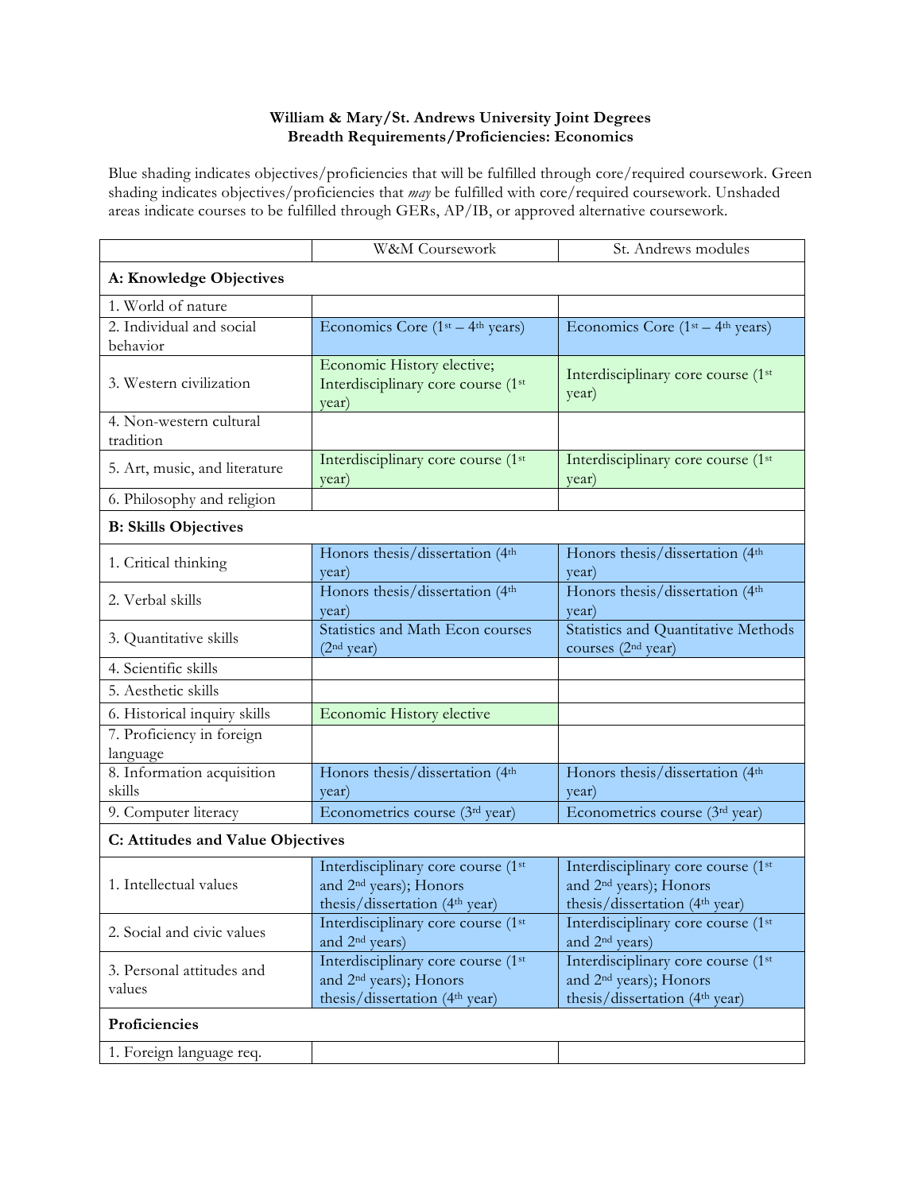**William & Mary/St. Andrews University Joint Degrees**
**Breadth Requirements/Proficiencies: Economics**

Blue shading indicates objectives/proficiencies that will be fulfilled through core/required coursework. Green shading indicates objectives/proficiencies that *may* be fulfilled with core/required coursework. Unshaded areas indicate courses to be fulfilled through GERs, AP/IB, or approved alternative coursework.

| | W&M Coursework | St. Andrews modules |
|---|---|---|
| **A: Knowledge Objectives** | | |
| 1. World of nature | | |
| 2. Individual and social behavior | Economics Core (1st – 4th years) | Economics Core (1st – 4th years) |
| 3. Western civilization | Economic History elective; Interdisciplinary core course (1st year) | Interdisciplinary core course (1st year) |
| 4. Non-western cultural tradition | | |
| 5. Art, music, and literature | Interdisciplinary core course (1st year) | Interdisciplinary core course (1st year) |
| 6. Philosophy and religion | | |
| **B: Skills Objectives** | | |
| 1. Critical thinking | Honors thesis/dissertation (4th year) | Honors thesis/dissertation (4th year) |
| 2. Verbal skills | Honors thesis/dissertation (4th year) | Honors thesis/dissertation (4th year) |
| 3. Quantitative skills | Statistics and Math Econ courses (2nd year) | Statistics and Quantitative Methods courses (2nd year) |
| 4. Scientific skills | | |
| 5. Aesthetic skills | | |
| 6. Historical inquiry skills | Economic History elective | |
| 7. Proficiency in foreign language | | |
| 8. Information acquisition skills | Honors thesis/dissertation (4th year) | Honors thesis/dissertation (4th year) |
| 9. Computer literacy | Econometrics course (3rd year) | Econometrics course (3rd year) |
| **C: Attitudes and Value Objectives** | | |
| 1. Intellectual values | Interdisciplinary core course (1st and 2nd years); Honors thesis/dissertation (4th year) | Interdisciplinary core course (1st and 2nd years); Honors thesis/dissertation (4th year) |
| 2. Social and civic values | Interdisciplinary core course (1st and 2nd years) | Interdisciplinary core course (1st and 2nd years) |
| 3. Personal attitudes and values | Interdisciplinary core course (1st and 2nd years); Honors thesis/dissertation (4th year) | Interdisciplinary core course (1st and 2nd years); Honors thesis/dissertation (4th year) |
| **Proficiencies** | | |
| 1. Foreign language req. | | |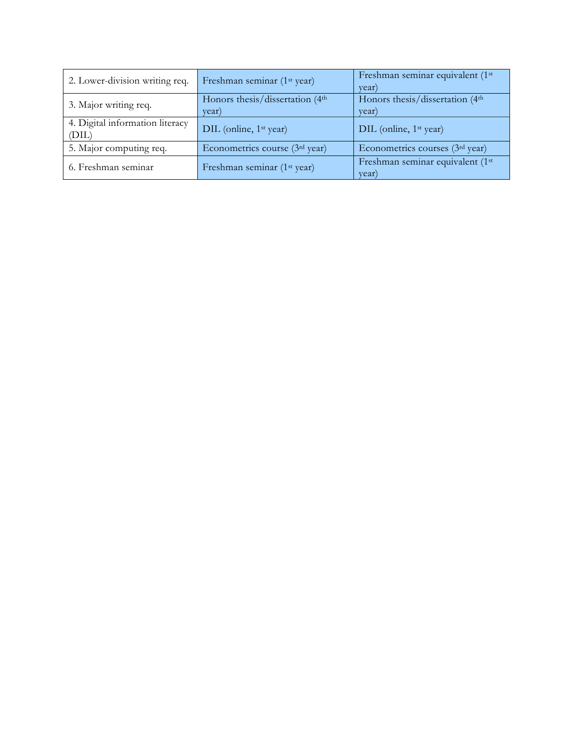| 2. Lower-division writing req. | Freshman seminar (1st year) | Freshman seminar equivalent (1st year) |
|---|---|---|
| 3. Major writing req. | Honors thesis/dissertation (4th year) | Honors thesis/dissertation (4th year) |
| 4. Digital information literacy (DIL) | DIL (online, 1st year) | DIL (online, 1st year) |
| 5. Major computing req. | Econometrics course (3rd year) | Econometrics courses (3rd year) |
| 6. Freshman seminar | Freshman seminar (1st year) | Freshman seminar equivalent (1st year) |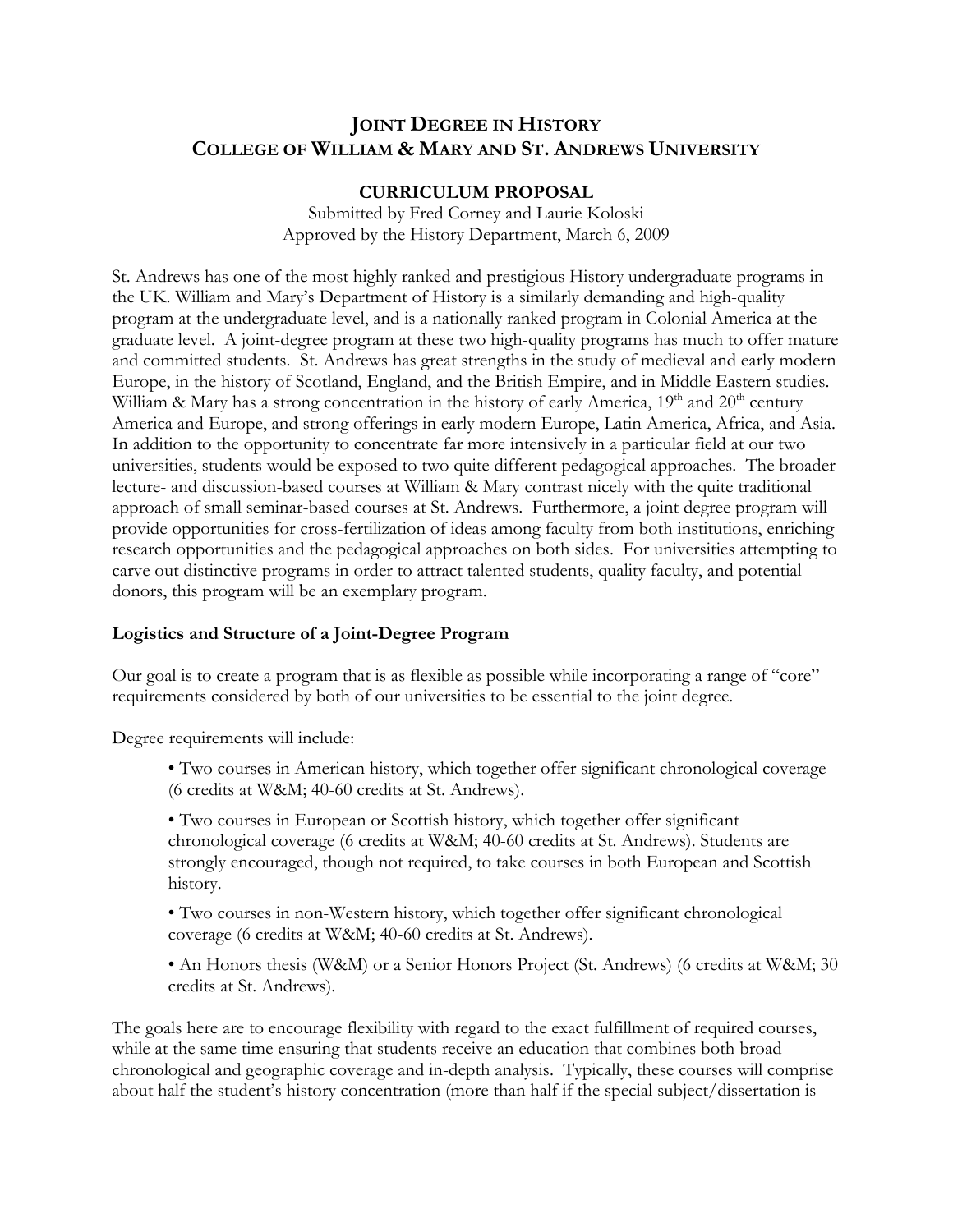# Joint Degree in History
# College of William & Mary and St. Andrews University

### CURRICULUM PROPOSAL

Submitted by Fred Corney and Laurie Koloski
Approved by the History Department, March 6, 2009

St. Andrews has one of the most highly ranked and prestigious History undergraduate programs in the UK. William and Mary's Department of History is a similarly demanding and high-quality program at the undergraduate level, and is a nationally ranked program in Colonial America at the graduate level. A joint-degree program at these two high-quality programs has much to offer mature and committed students. St. Andrews has great strengths in the study of medieval and early modern Europe, in the history of Scotland, England, and the British Empire, and in Middle Eastern studies. William & Mary has a strong concentration in the history of early America, 19th and 20th century America and Europe, and strong offerings in early modern Europe, Latin America, Africa, and Asia. In addition to the opportunity to concentrate far more intensively in a particular field at our two universities, students would be exposed to two quite different pedagogical approaches. The broader lecture- and discussion-based courses at William & Mary contrast nicely with the quite traditional approach of small seminar-based courses at St. Andrews. Furthermore, a joint degree program will provide opportunities for cross-fertilization of ideas among faculty from both institutions, enriching research opportunities and the pedagogical approaches on both sides. For universities attempting to carve out distinctive programs in order to attract talented students, quality faculty, and potential donors, this program will be an exemplary program.

**Logistics and Structure of a Joint-Degree Program**

Our goal is to create a program that is as flexible as possible while incorporating a range of "core" requirements considered by both of our universities to be essential to the joint degree.

Degree requirements will include:

- Two courses in American history, which together offer significant chronological coverage (6 credits at W&M; 40-60 credits at St. Andrews).
- Two courses in European or Scottish history, which together offer significant chronological coverage (6 credits at W&M; 40-60 credits at St. Andrews). Students are strongly encouraged, though not required, to take courses in both European and Scottish history.
- Two courses in non-Western history, which together offer significant chronological coverage (6 credits at W&M; 40-60 credits at St. Andrews).
- An Honors thesis (W&M) or a Senior Honors Project (St. Andrews) (6 credits at W&M; 30 credits at St. Andrews).

The goals here are to encourage flexibility with regard to the exact fulfillment of required courses, while at the same time ensuring that students receive an education that combines both broad chronological and geographic coverage and in-depth analysis. Typically, these courses will comprise about half the student's history concentration (more than half if the special subject/dissertation is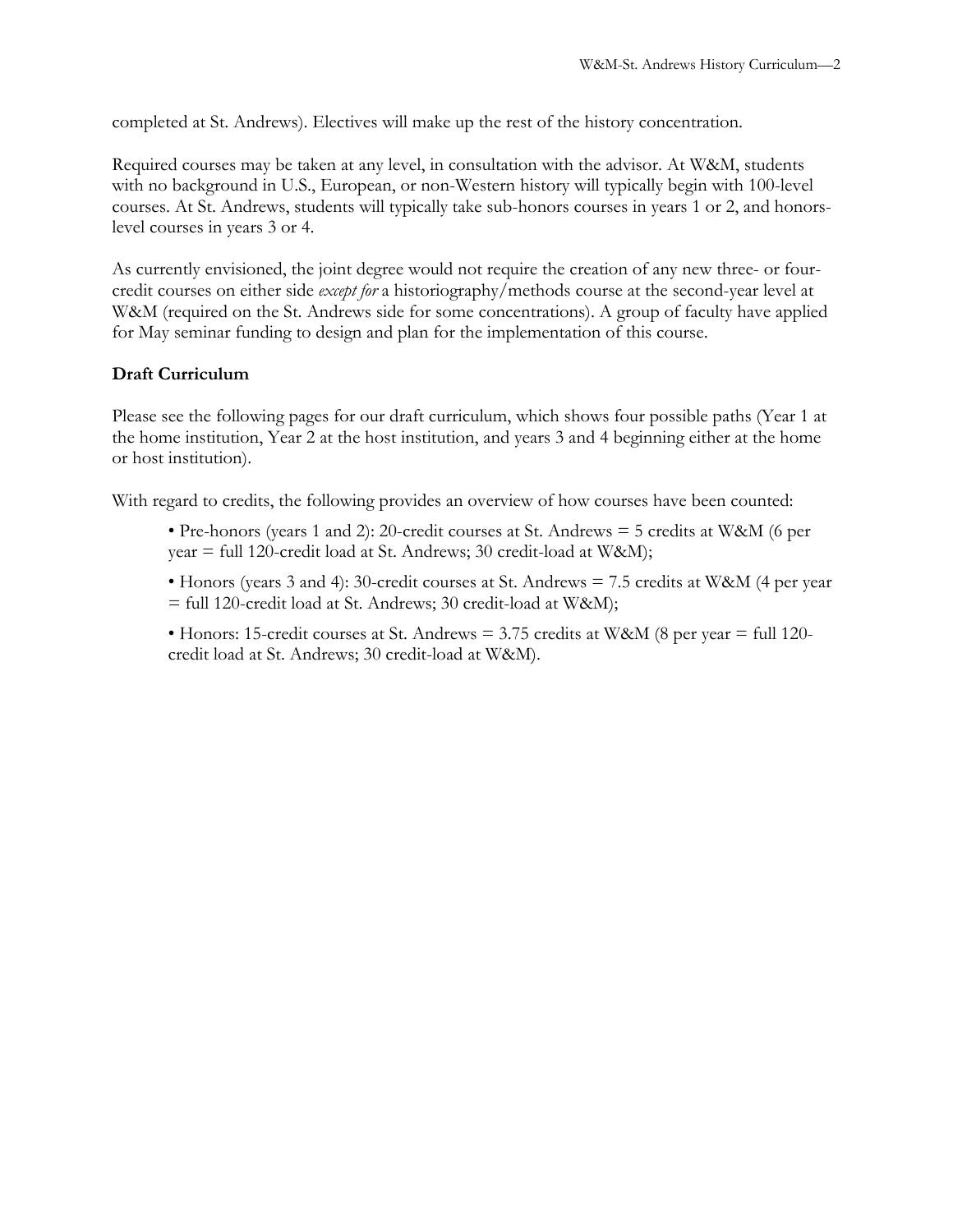completed at St. Andrews). Electives will make up the rest of the history concentration.

Required courses may be taken at any level, in consultation with the advisor. At W&M, students with no background in U.S., European, or non-Western history will typically begin with 100-level courses. At St. Andrews, students will typically take sub-honors courses in years 1 or 2, and honors-level courses in years 3 or 4.

As currently envisioned, the joint degree would not require the creation of any new three- or four-credit courses on either side *except for* a historiography/methods course at the second-year level at W&M (required on the St. Andrews side for some concentrations). A group of faculty have applied for May seminar funding to design and plan for the implementation of this course.

**Draft Curriculum**

Please see the following pages for our draft curriculum, which shows four possible paths (Year 1 at the home institution, Year 2 at the host institution, and years 3 and 4 beginning either at the home or host institution).

With regard to credits, the following provides an overview of how courses have been counted:

- Pre-honors (years 1 and 2): 20-credit courses at St. Andrews = 5 credits at W&M (6 per year = full 120-credit load at St. Andrews; 30 credit-load at W&M);
- Honors (years 3 and 4): 30-credit courses at St. Andrews = 7.5 credits at W&M (4 per year = full 120-credit load at St. Andrews; 30 credit-load at W&M);
- Honors: 15-credit courses at St. Andrews = 3.75 credits at W&M (8 per year = full 120-credit load at St. Andrews; 30 credit-load at W&M).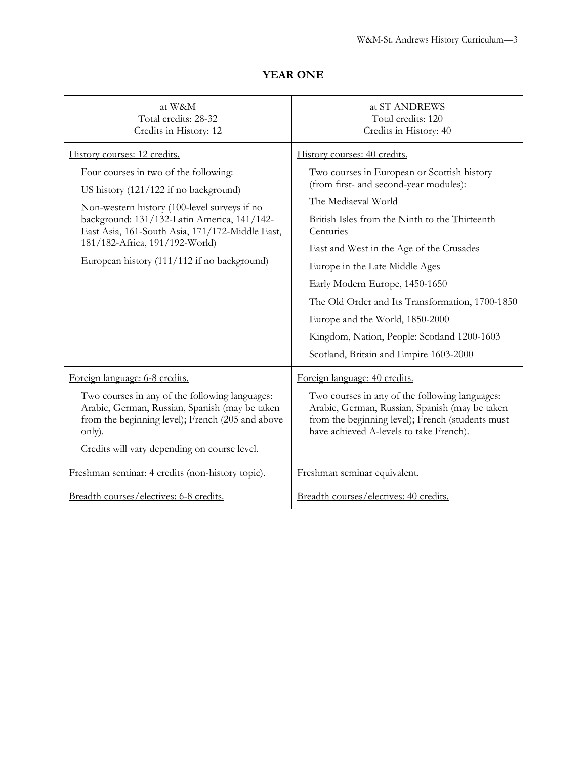## YEAR ONE

| at W&M<br>Total credits: 28-32<br>Credits in History: 12 | at ST ANDREWS<br>Total credits: 120<br>Credits in History: 40 |
|---|---|
| <u>History courses: 12 credits.</u><br>Four courses in two of the following:<br>US history (121/122 if no background)<br>Non-western history (100-level surveys if no background: 131/132-Latin America, 141/142-East Asia, 161-South Asia, 171/172-Middle East, 181/182-Africa, 191/192-World)<br>European history (111/112 if no background) | <u>History courses: 40 credits.</u><br>Two courses in European or Scottish history (from first- and second-year modules):<br>The Mediaeval World<br>British Isles from the Ninth to the Thirteenth Centuries<br>East and West in the Age of the Crusades<br>Europe in the Late Middle Ages<br>Early Modern Europe, 1450-1650<br>The Old Order and Its Transformation, 1700-1850<br>Europe and the World, 1850-2000<br>Kingdom, Nation, People: Scotland 1200-1603<br>Scotland, Britain and Empire 1603-2000 |
| <u>Foreign language: 6-8 credits.</u><br>Two courses in any of the following languages: Arabic, German, Russian, Spanish (may be taken from the beginning level); French (205 and above only).<br>Credits will vary depending on course level. | <u>Foreign language: 40 credits.</u><br>Two courses in any of the following languages: Arabic, German, Russian, Spanish (may be taken from the beginning level); French (students must have achieved A-levels to take French). |
| <u>Freshman seminar: 4 credits</u> (non-history topic). | <u>Freshman seminar equivalent.</u> |
| <u>Breadth courses/electives: 6-8 credits.</u> | <u>Breadth courses/electives: 40 credits.</u> |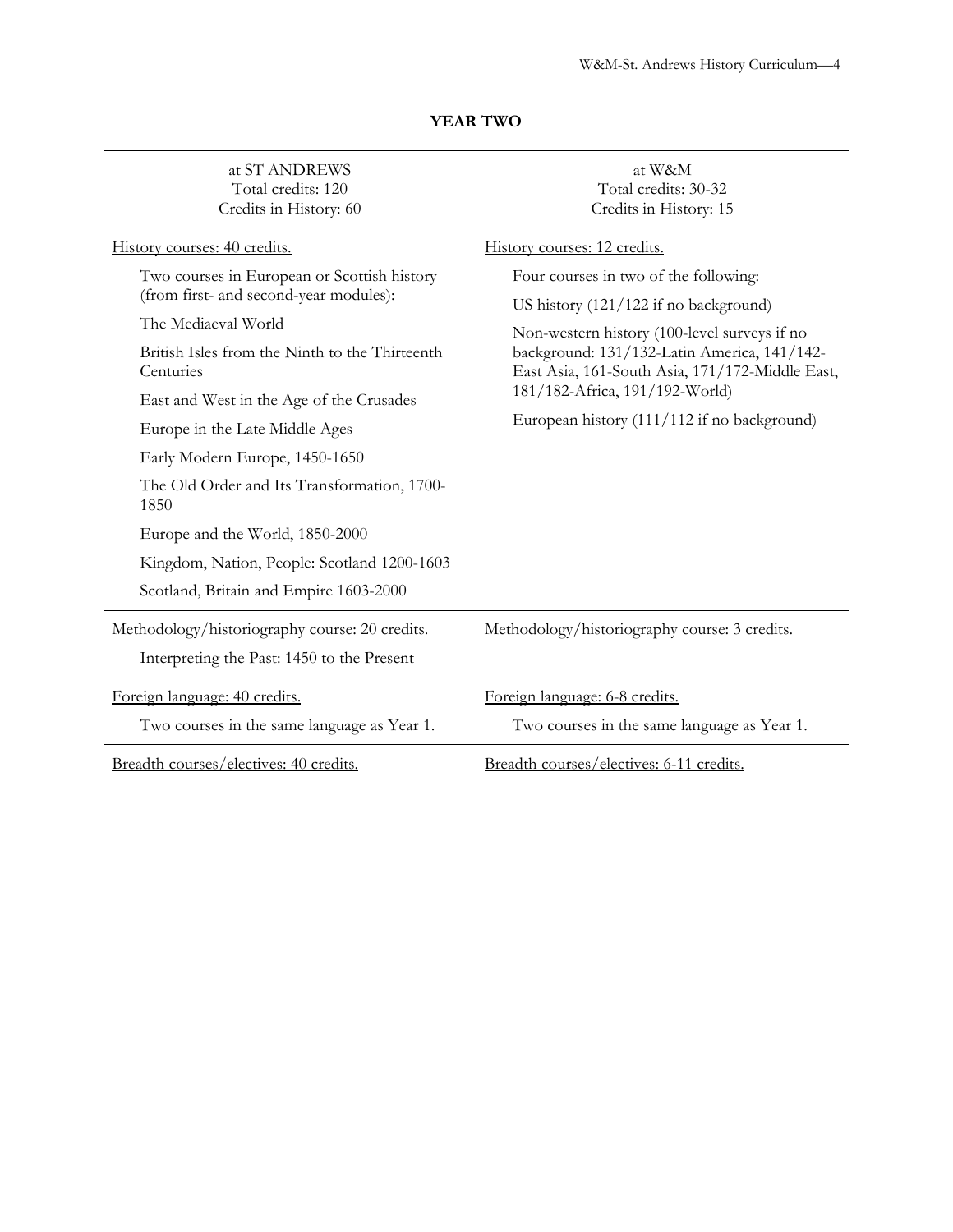## YEAR TWO

| at ST ANDREWS<br>Total credits: 120<br>Credits in History: 60 | at W&M<br>Total credits: 30-32<br>Credits in History: 15 |
|---|---|
| History courses: 40 credits.<br><br>Two courses in European or Scottish history (from first- and second-year modules):<br><br>The Mediaeval World<br><br>British Isles from the Ninth to the Thirteenth Centuries<br><br>East and West in the Age of the Crusades<br><br>Europe in the Late Middle Ages<br><br>Early Modern Europe, 1450-1650<br><br>The Old Order and Its Transformation, 1700-1850<br><br>Europe and the World, 1850-2000<br><br>Kingdom, Nation, People: Scotland 1200-1603<br><br>Scotland, Britain and Empire 1603-2000 | History courses: 12 credits.<br><br>Four courses in two of the following:<br><br>US history (121/122 if no background)<br><br>Non-western history (100-level surveys if no background: 131/132-Latin America, 141/142-East Asia, 161-South Asia, 171/172-Middle East, 181/182-Africa, 191/192-World)<br><br>European history (111/112 if no background) |
| Methodology/historiography course: 20 credits.<br><br>Interpreting the Past: 1450 to the Present | Methodology/historiography course: 3 credits. |
| Foreign language: 40 credits.<br><br>Two courses in the same language as Year 1. | Foreign language: 6-8 credits.<br><br>Two courses in the same language as Year 1. |
| Breadth courses/electives: 40 credits. | Breadth courses/electives: 6-11 credits. |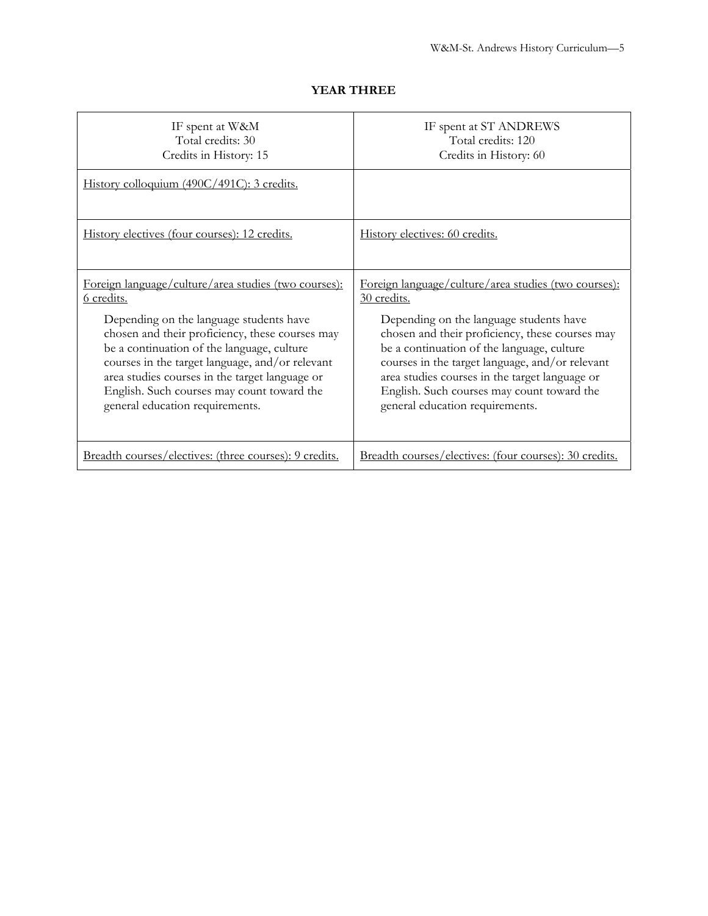**YEAR THREE**

| IF spent at W&M<br>Total credits: 30<br>Credits in History: 15 | IF spent at ST ANDREWS<br>Total credits: 120<br>Credits in History: 60 |
|---|---|
| History colloquium (490C/491C): 3 credits. | |
| History electives (four courses): 12 credits. | History electives: 60 credits. |
| Foreign language/culture/area studies (two courses): 6 credits.<br><br>Depending on the language students have chosen and their proficiency, these courses may be a continuation of the language, culture courses in the target language, and/or relevant area studies courses in the target language or English. Such courses may count toward the general education requirements. | Foreign language/culture/area studies (two courses): 30 credits.<br><br>Depending on the language students have chosen and their proficiency, these courses may be a continuation of the language, culture courses in the target language, and/or relevant area studies courses in the target language or English. Such courses may count toward the general education requirements. |
| Breadth courses/electives: (three courses): 9 credits. | Breadth courses/electives: (four courses): 30 credits. |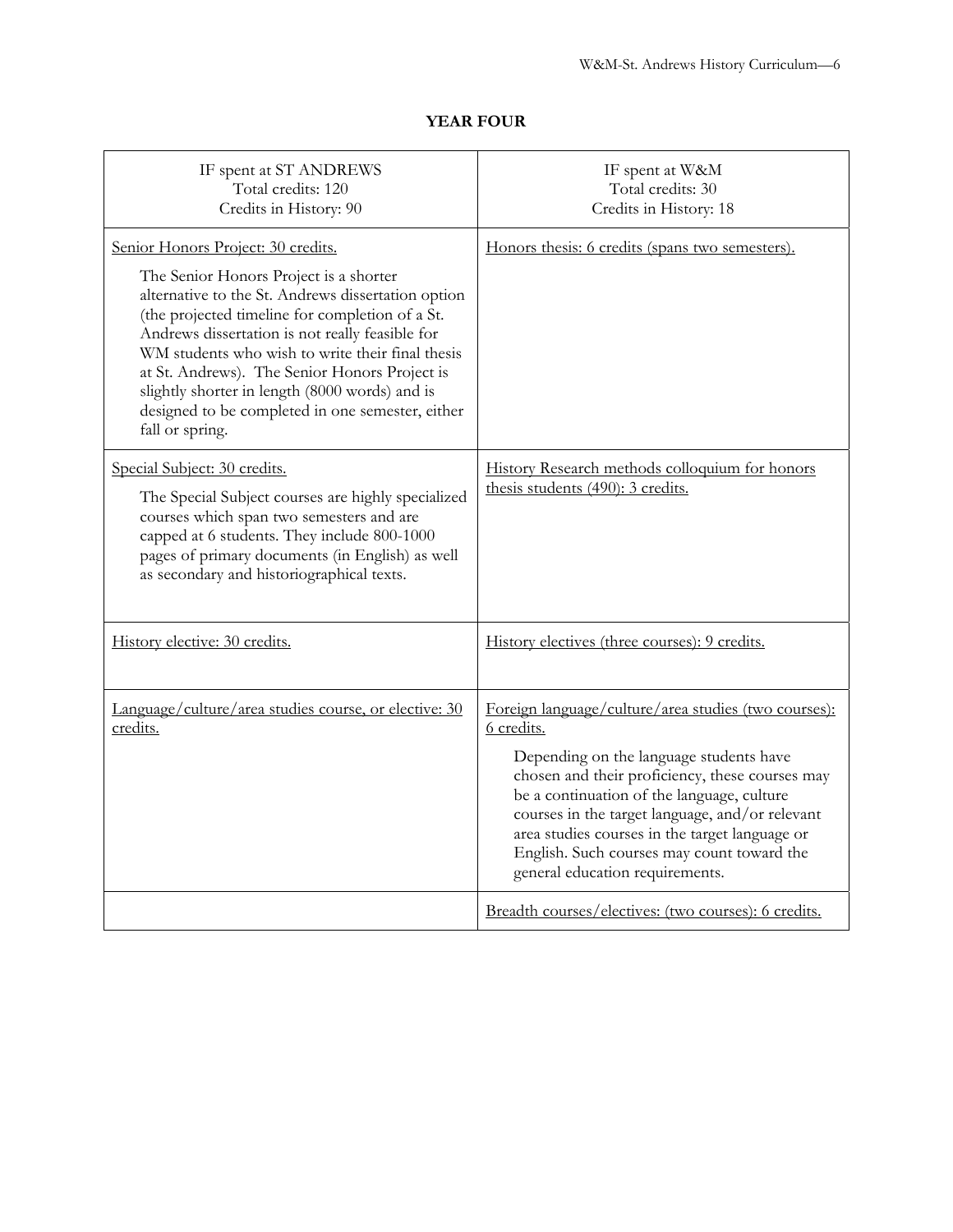## YEAR FOUR

| IF spent at ST ANDREWS<br>Total credits: 120<br>Credits in History: 90 | IF spent at W&M<br>Total credits: 30<br>Credits in History: 18 |
|---|---|
| Senior Honors Project: 30 credits.<br><br>The Senior Honors Project is a shorter alternative to the St. Andrews dissertation option (the projected timeline for completion of a St. Andrews dissertation is not really feasible for WM students who wish to write their final thesis at St. Andrews). The Senior Honors Project is slightly shorter in length (8000 words) and is designed to be completed in one semester, either fall or spring. | Honors thesis: 6 credits (spans two semesters). |
| Special Subject: 30 credits.<br><br>The Special Subject courses are highly specialized courses which span two semesters and are capped at 6 students. They include 800-1000 pages of primary documents (in English) as well as secondary and historiographical texts. | History Research methods colloquium for honors thesis students (490): 3 credits. |
| History elective: 30 credits. | History electives (three courses): 9 credits. |
| Language/culture/area studies course, or elective: 30 credits. | Foreign language/culture/area studies (two courses): 6 credits.<br><br>Depending on the language students have chosen and their proficiency, these courses may be a continuation of the language, culture courses in the target language, and/or relevant area studies courses in the target language or English. Such courses may count toward the general education requirements. |
| | Breadth courses/electives: (two courses): 6 credits. |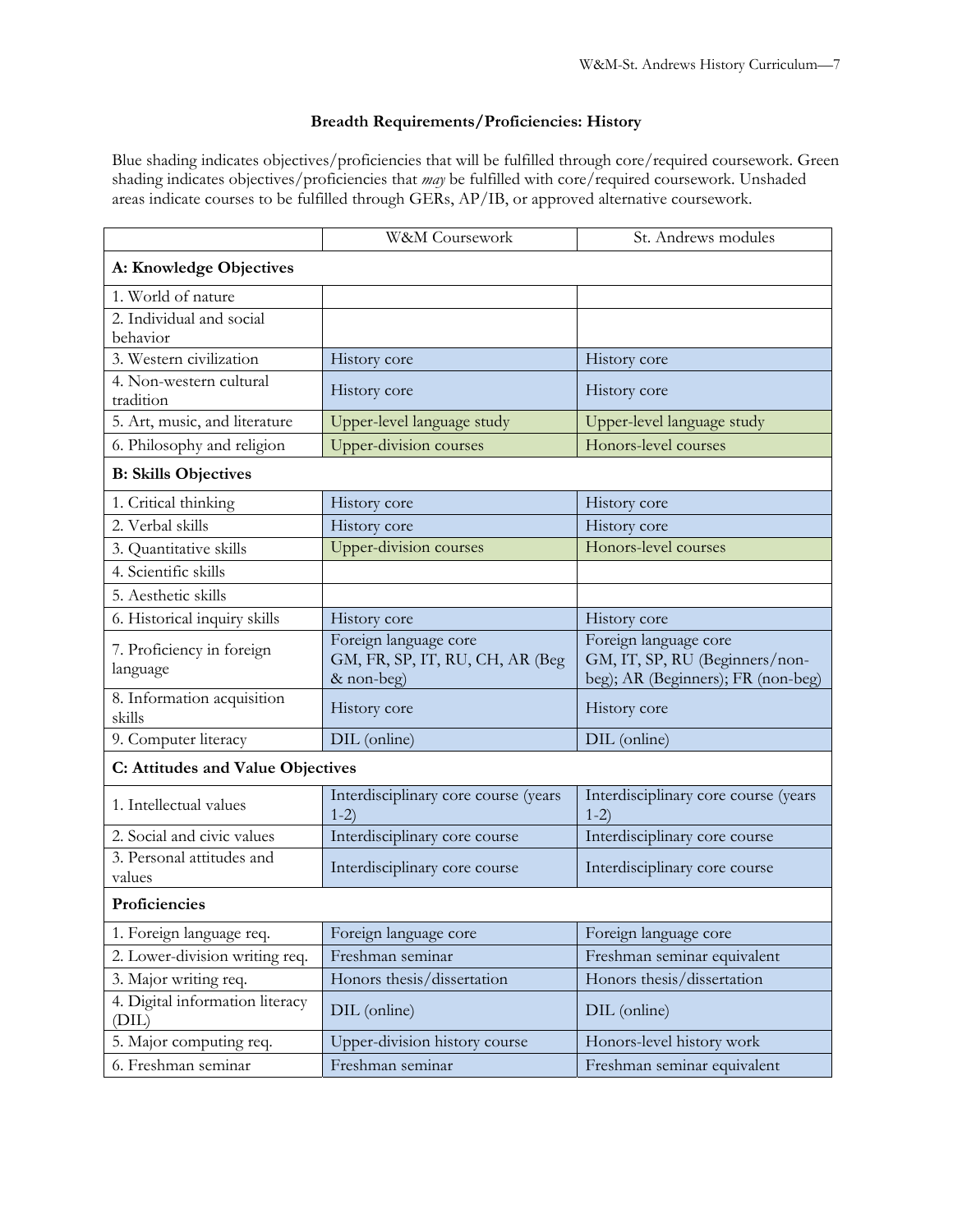**Breadth Requirements/Proficiencies: History**

Blue shading indicates objectives/proficiencies that will be fulfilled through core/required coursework. Green shading indicates objectives/proficiencies that *may* be fulfilled with core/required coursework. Unshaded areas indicate courses to be fulfilled through GERs, AP/IB, or approved alternative coursework.

| | W&M Coursework | St. Andrews modules |
|---|---|---|
| **A: Knowledge Objectives** | | |
| 1. World of nature | | |
| 2. Individual and social behavior | | |
| 3. Western civilization | History core | History core |
| 4. Non-western cultural tradition | History core | History core |
| 5. Art, music, and literature | Upper-level language study | Upper-level language study |
| 6. Philosophy and religion | Upper-division courses | Honors-level courses |
| **B: Skills Objectives** | | |
| 1. Critical thinking | History core | History core |
| 2. Verbal skills | History core | History core |
| 3. Quantitative skills | Upper-division courses | Honors-level courses |
| 4. Scientific skills | | |
| 5. Aesthetic skills | | |
| 6. Historical inquiry skills | History core | History core |
| 7. Proficiency in foreign language | Foreign language core GM, FR, SP, IT, RU, CH, AR (Beg & non-beg) | Foreign language core GM, IT, SP, RU (Beginners/non-beg); AR (Beginners); FR (non-beg) |
| 8. Information acquisition skills | History core | History core |
| 9. Computer literacy | DIL (online) | DIL (online) |
| **C: Attitudes and Value Objectives** | | |
| 1. Intellectual values | Interdisciplinary core course (years 1-2) | Interdisciplinary core course (years 1-2) |
| 2. Social and civic values | Interdisciplinary core course | Interdisciplinary core course |
| 3. Personal attitudes and values | Interdisciplinary core course | Interdisciplinary core course |
| **Proficiencies** | | |
| 1. Foreign language req. | Foreign language core | Foreign language core |
| 2. Lower-division writing req. | Freshman seminar | Freshman seminar equivalent |
| 3. Major writing req. | Honors thesis/dissertation | Honors thesis/dissertation |
| 4. Digital information literacy (DIL) | DIL (online) | DIL (online) |
| 5. Major computing req. | Upper-division history course | Honors-level history work |
| 6. Freshman seminar | Freshman seminar | Freshman seminar equivalent |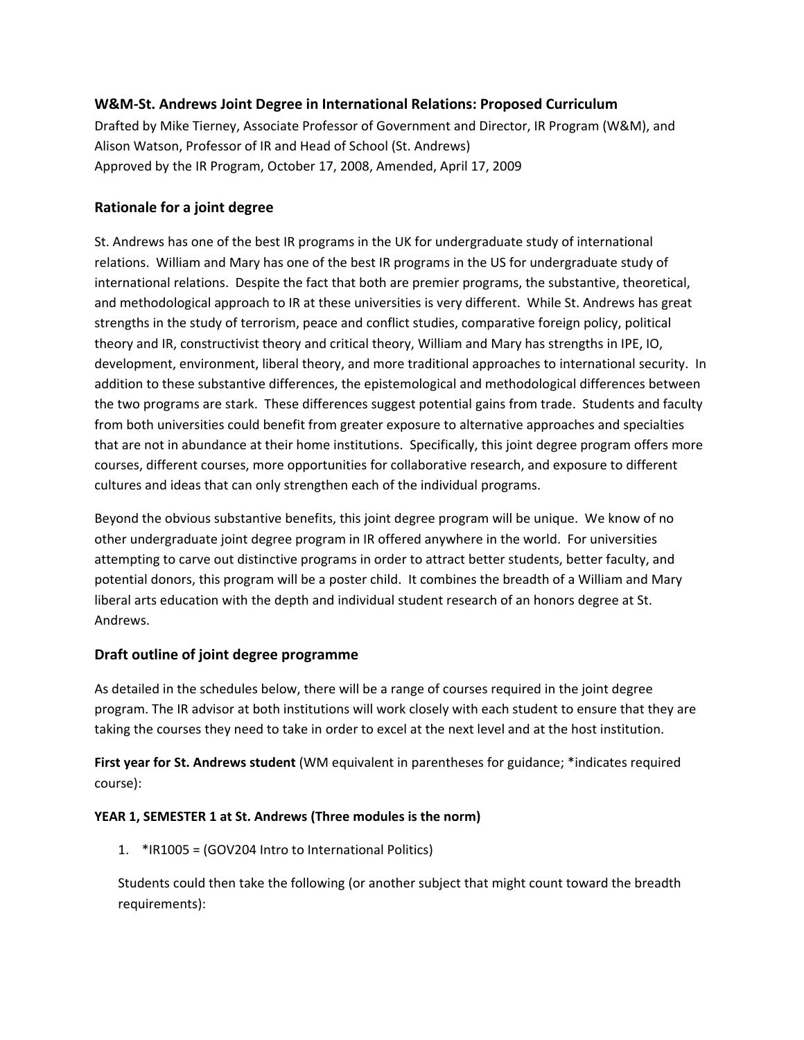### W&M-St. Andrews Joint Degree in International Relations: Proposed Curriculum

Drafted by Mike Tierney, Associate Professor of Government and Director, IR Program (W&M), and Alison Watson, Professor of IR and Head of School (St. Andrews)
Approved by the IR Program, October 17, 2008, Amended, April 17, 2009

## Rationale for a joint degree

St. Andrews has one of the best IR programs in the UK for undergraduate study of international relations. William and Mary has one of the best IR programs in the US for undergraduate study of international relations. Despite the fact that both are premier programs, the substantive, theoretical, and methodological approach to IR at these universities is very different. While St. Andrews has great strengths in the study of terrorism, peace and conflict studies, comparative foreign policy, political theory and IR, constructivist theory and critical theory, William and Mary has strengths in IPE, IO, development, environment, liberal theory, and more traditional approaches to international security. In addition to these substantive differences, the epistemological and methodological differences between the two programs are stark. These differences suggest potential gains from trade. Students and faculty from both universities could benefit from greater exposure to alternative approaches and specialties that are not in abundance at their home institutions. Specifically, this joint degree program offers more courses, different courses, more opportunities for collaborative research, and exposure to different cultures and ideas that can only strengthen each of the individual programs.

Beyond the obvious substantive benefits, this joint degree program will be unique. We know of no other undergraduate joint degree program in IR offered anywhere in the world. For universities attempting to carve out distinctive programs in order to attract better students, better faculty, and potential donors, this program will be a poster child. It combines the breadth of a William and Mary liberal arts education with the depth and individual student research of an honors degree at St. Andrews.

## Draft outline of joint degree programme

As detailed in the schedules below, there will be a range of courses required in the joint degree program. The IR advisor at both institutions will work closely with each student to ensure that they are taking the courses they need to take in order to excel at the next level and at the host institution.

**First year for St. Andrews student** (WM equivalent in parentheses for guidance; *indicates required course):

**YEAR 1, SEMESTER 1 at St. Andrews (Three modules is the norm)**

1. *IR1005 = (GOV204 Intro to International Politics)

Students could then take the following (or another subject that might count toward the breadth requirements):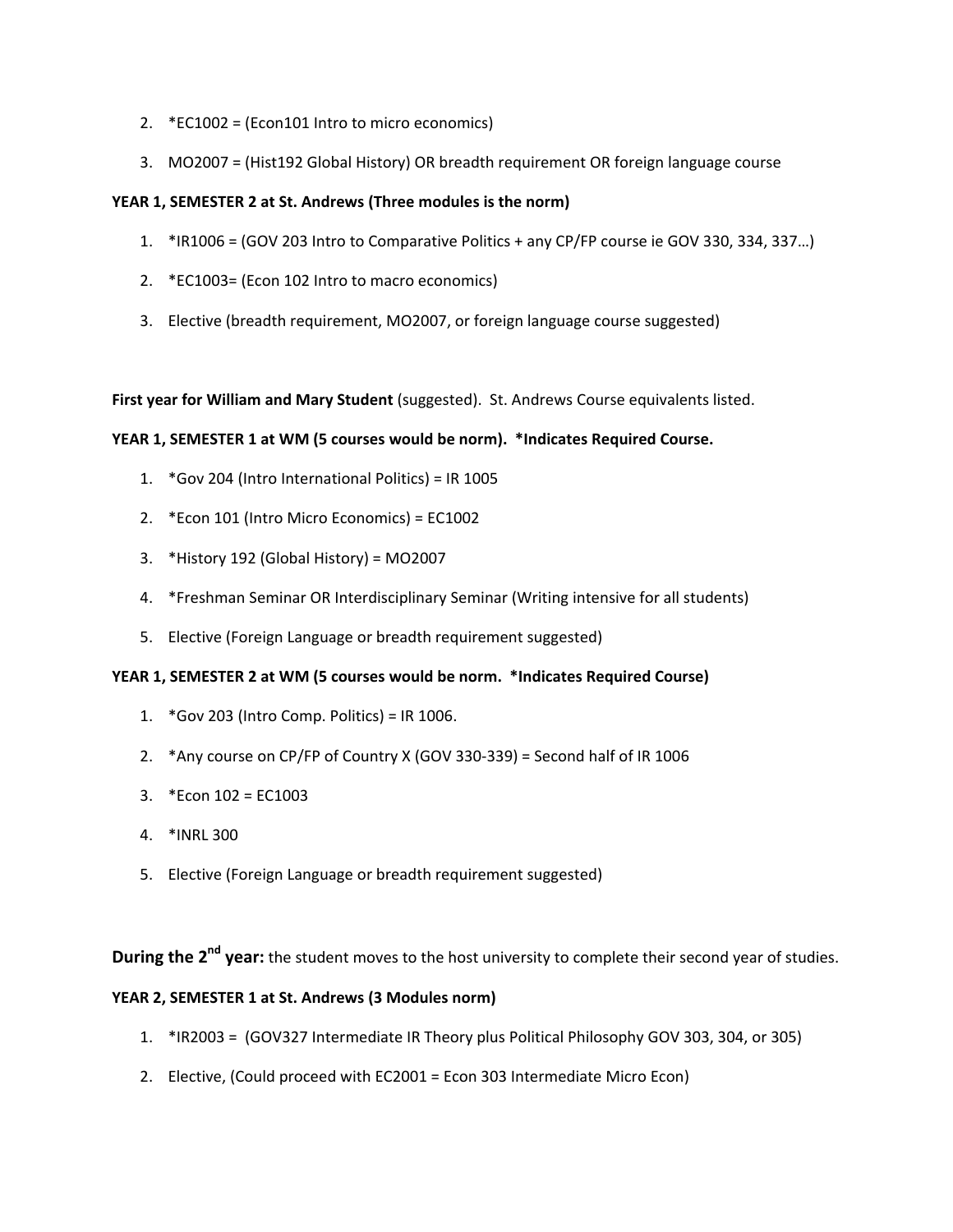2. *EC1002 = (Econ101 Intro to micro economics)
3. MO2007 = (Hist192 Global History) OR breadth requirement OR foreign language course

**YEAR 1, SEMESTER 2 at St. Andrews (Three modules is the norm)**

1. *IR1006 = (GOV 203 Intro to Comparative Politics + any CP/FP course ie GOV 330, 334, 337…)
2. *EC1003= (Econ 102 Intro to macro economics)
3. Elective (breadth requirement, MO2007, or foreign language course suggested)

**First year for William and Mary Student** (suggested). St. Andrews Course equivalents listed.

**YEAR 1, SEMESTER 1 at WM (5 courses would be norm). *Indicates Required Course.**

1. *Gov 204 (Intro International Politics) = IR 1005
2. *Econ 101 (Intro Micro Economics) = EC1002
3. *History 192 (Global History) = MO2007
4. *Freshman Seminar OR Interdisciplinary Seminar (Writing intensive for all students)
5. Elective (Foreign Language or breadth requirement suggested)

**YEAR 1, SEMESTER 2 at WM (5 courses would be norm. *Indicates Required Course)**

1. *Gov 203 (Intro Comp. Politics) = IR 1006.
2. *Any course on CP/FP of Country X (GOV 330-339) = Second half of IR 1006
3. *Econ 102 = EC1003
4. *INRL 300
5. Elective (Foreign Language or breadth requirement suggested)

**During the 2nd year:** the student moves to the host university to complete their second year of studies.

**YEAR 2, SEMESTER 1 at St. Andrews (3 Modules norm)**

1. *IR2003 = (GOV327 Intermediate IR Theory plus Political Philosophy GOV 303, 304, or 305)
2. Elective, (Could proceed with EC2001 = Econ 303 Intermediate Micro Econ)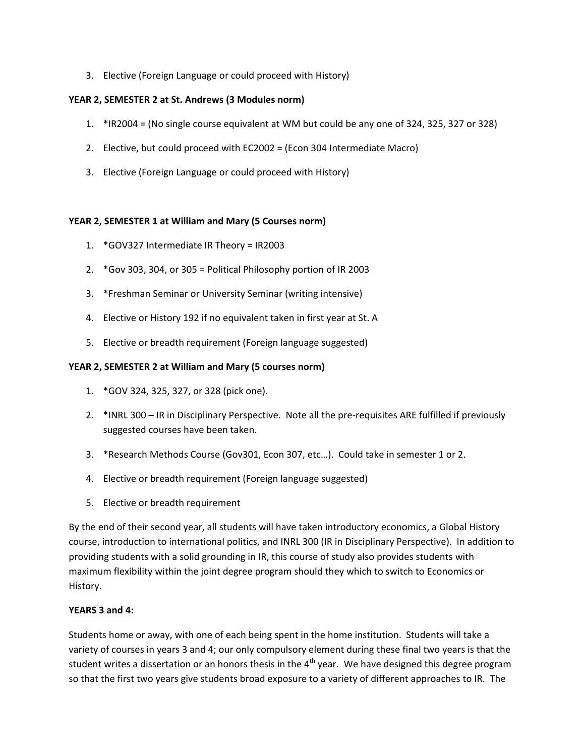3. Elective (Foreign Language or could proceed with History)

**YEAR 2, SEMESTER 2 at St. Andrews (3 Modules norm)**

1. *IR2004 = (No single course equivalent at WM but could be any one of 324, 325, 327 or 328)
2. Elective, but could proceed with EC2002 = (Econ 304 Intermediate Macro)
3. Elective (Foreign Language or could proceed with History)

**YEAR 2, SEMESTER 1 at William and Mary (5 Courses norm)**

1. *GOV327 Intermediate IR Theory = IR2003
2. *Gov 303, 304, or 305 = Political Philosophy portion of IR 2003
3. *Freshman Seminar or University Seminar (writing intensive)
4. Elective or History 192 if no equivalent taken in first year at St. A
5. Elective or breadth requirement (Foreign language suggested)

**YEAR 2, SEMESTER 2 at William and Mary (5 courses norm)**

1. *GOV 324, 325, 327, or 328 (pick one).
2. *INRL 300 – IR in Disciplinary Perspective. Note all the pre-requisites ARE fulfilled if previously suggested courses have been taken.
3. *Research Methods Course (Gov301, Econ 307, etc…). Could take in semester 1 or 2.
4. Elective or breadth requirement (Foreign language suggested)
5. Elective or breadth requirement

By the end of their second year, all students will have taken introductory economics, a Global History course, introduction to international politics, and INRL 300 (IR in Disciplinary Perspective). In addition to providing students with a solid grounding in IR, this course of study also provides students with maximum flexibility within the joint degree program should they which to switch to Economics or History.

**YEARS 3 and 4:**

Students home or away, with one of each being spent in the home institution. Students will take a variety of courses in years 3 and 4; our only compulsory element during these final two years is that the student writes a dissertation or an honors thesis in the 4th year. We have designed this degree program so that the first two years give students broad exposure to a variety of different approaches to IR. The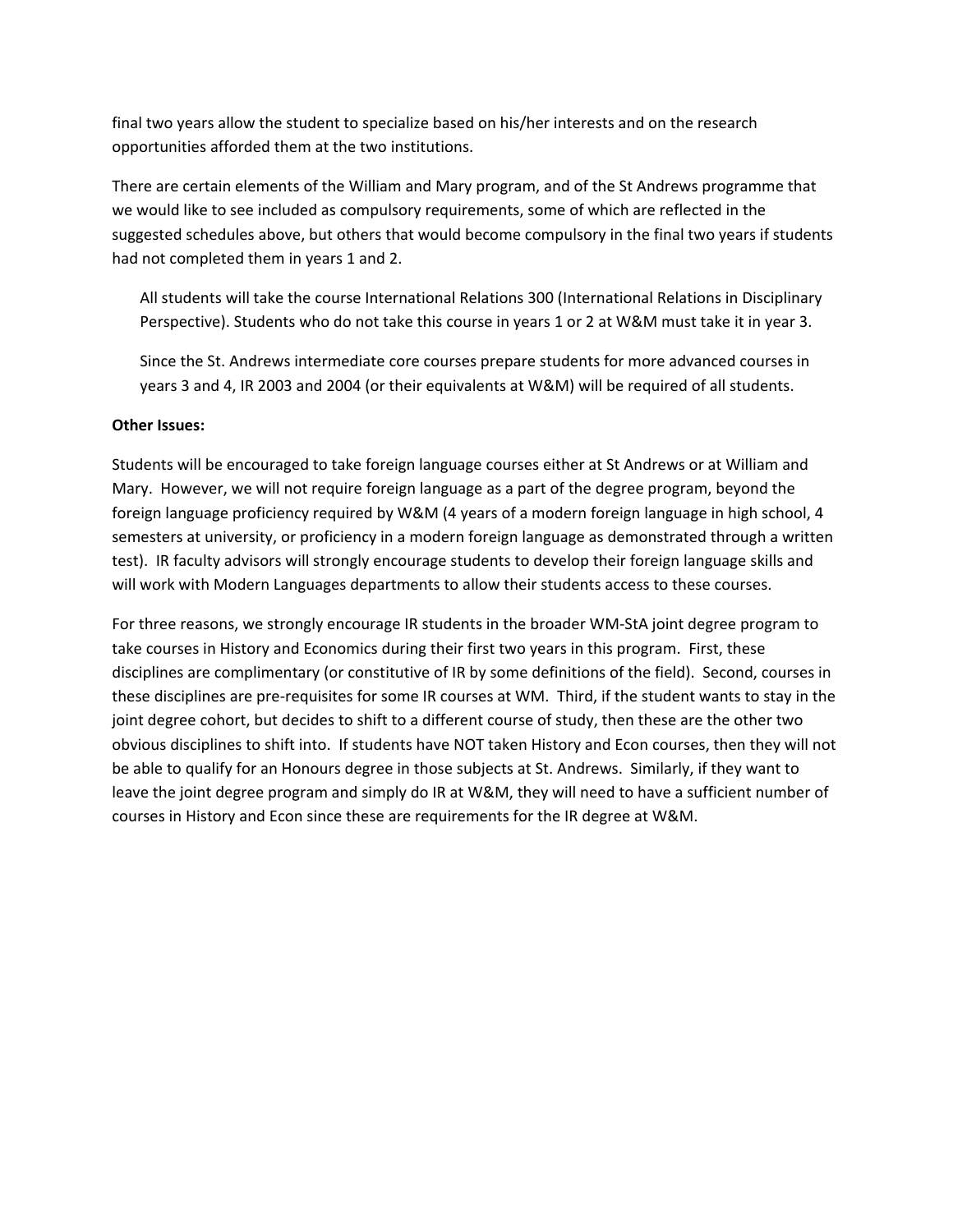final two years allow the student to specialize based on his/her interests and on the research opportunities afforded them at the two institutions.

There are certain elements of the William and Mary program, and of the St Andrews programme that we would like to see included as compulsory requirements, some of which are reflected in the suggested schedules above, but others that would become compulsory in the final two years if students had not completed them in years 1 and 2.

> All students will take the course International Relations 300 (International Relations in Disciplinary Perspective). Students who do not take this course in years 1 or 2 at W&M must take it in year 3.
>
> Since the St. Andrews intermediate core courses prepare students for more advanced courses in years 3 and 4, IR 2003 and 2004 (or their equivalents at W&M) will be required of all students.

**Other Issues:**

Students will be encouraged to take foreign language courses either at St Andrews or at William and Mary. However, we will not require foreign language as a part of the degree program, beyond the foreign language proficiency required by W&M (4 years of a modern foreign language in high school, 4 semesters at university, or proficiency in a modern foreign language as demonstrated through a written test). IR faculty advisors will strongly encourage students to develop their foreign language skills and will work with Modern Languages departments to allow their students access to these courses.

For three reasons, we strongly encourage IR students in the broader WM-StA joint degree program to take courses in History and Economics during their first two years in this program. First, these disciplines are complimentary (or constitutive of IR by some definitions of the field). Second, courses in these disciplines are pre-requisites for some IR courses at WM. Third, if the student wants to stay in the joint degree cohort, but decides to shift to a different course of study, then these are the other two obvious disciplines to shift into. If students have NOT taken History and Econ courses, then they will not be able to qualify for an Honours degree in those subjects at St. Andrews. Similarly, if they want to leave the joint degree program and simply do IR at W&M, they will need to have a sufficient number of courses in History and Econ since these are requirements for the IR degree at W&M.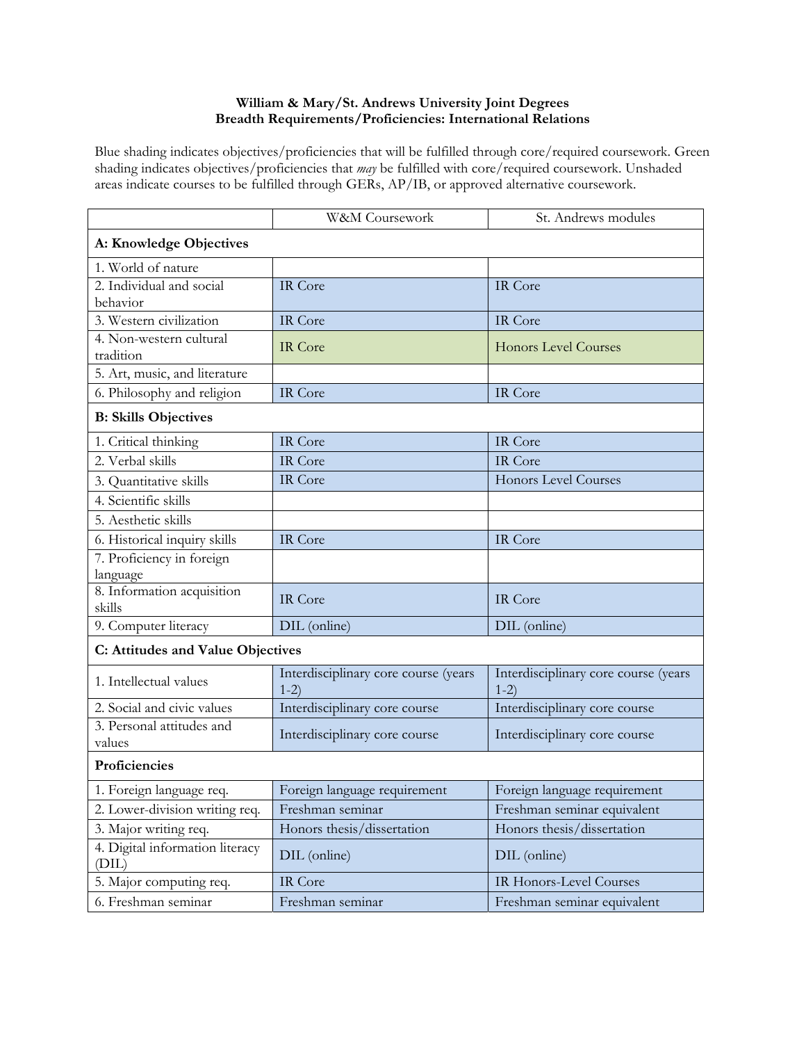**William & Mary/St. Andrews University Joint Degrees**
**Breadth Requirements/Proficiencies: International Relations**

Blue shading indicates objectives/proficiencies that will be fulfilled through core/required coursework. Green shading indicates objectives/proficiencies that *may* be fulfilled with core/required coursework. Unshaded areas indicate courses to be fulfilled through GERs, AP/IB, or approved alternative coursework.

| | W&M Coursework | St. Andrews modules |
|---|---|---|
| **A: Knowledge Objectives** | | |
| 1. World of nature | | |
| 2. Individual and social behavior | IR Core | IR Core |
| 3. Western civilization | IR Core | IR Core |
| 4. Non-western cultural tradition | IR Core | Honors Level Courses |
| 5. Art, music, and literature | | |
| 6. Philosophy and religion | IR Core | IR Core |
| **B: Skills Objectives** | | |
| 1. Critical thinking | IR Core | IR Core |
| 2. Verbal skills | IR Core | IR Core |
| 3. Quantitative skills | IR Core | Honors Level Courses |
| 4. Scientific skills | | |
| 5. Aesthetic skills | | |
| 6. Historical inquiry skills | IR Core | IR Core |
| 7. Proficiency in foreign language | | |
| 8. Information acquisition skills | IR Core | IR Core |
| 9. Computer literacy | DIL (online) | DIL (online) |
| **C: Attitudes and Value Objectives** | | |
| 1. Intellectual values | Interdisciplinary core course (years 1-2) | Interdisciplinary core course (years 1-2) |
| 2. Social and civic values | Interdisciplinary core course | Interdisciplinary core course |
| 3. Personal attitudes and values | Interdisciplinary core course | Interdisciplinary core course |
| **Proficiencies** | | |
| 1. Foreign language req. | Foreign language requirement | Foreign language requirement |
| 2. Lower-division writing req. | Freshman seminar | Freshman seminar equivalent |
| 3. Major writing req. | Honors thesis/dissertation | Honors thesis/dissertation |
| 4. Digital information literacy (DIL) | DIL (online) | DIL (online) |
| 5. Major computing req. | IR Core | IR Honors-Level Courses |
| 6. Freshman seminar | Freshman seminar | Freshman seminar equivalent |